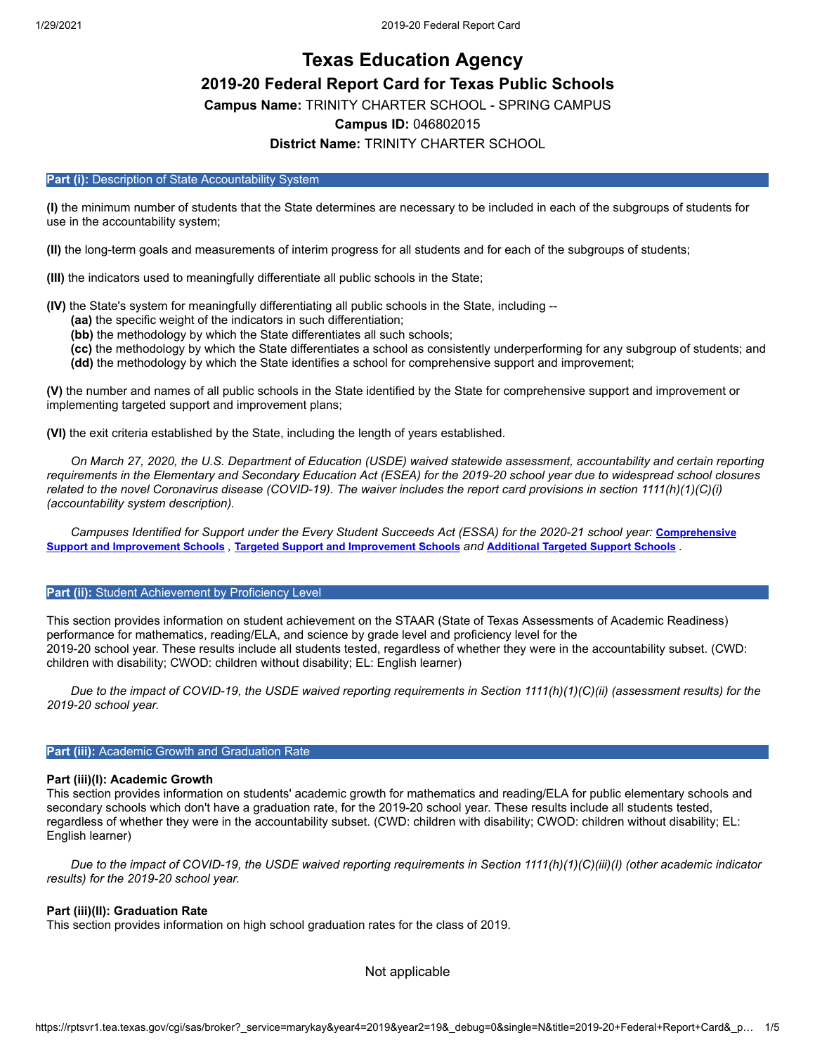# Texas Education Agency

## 2019-20 Federal Report Card for Texas Public Schools

**Campus Name:** TRINITY CHARTER SCHOOL - SPRING CAMPUS

**Campus ID:** 046802015

**District Name:** TRINITY CHARTER SCHOOL

### Part (i): Description of State Accountability System

**(I)** the minimum number of students that the State determines are necessary to be included in each of the subgroups of students for use in the accountability system;

**(II)** the long-term goals and measurements of interim progress for all students and for each of the subgroups of students;

**(III)** the indicators used to meaningfully differentiate all public schools in the State;

**(IV)** the State's system for meaningfully differentiating all public schools in the State, including --

- **(aa)** the specific weight of the indicators in such differentiation;
- **(bb)** the methodology by which the State differentiates all such schools;
- **(cc)** the methodology by which the State differentiates a school as consistently underperforming for any subgroup of students; and
- **(dd)** the methodology by which the State identifies a school for comprehensive support and improvement;

**(V)** the number and names of all public schools in the State identified by the State for comprehensive support and improvement or implementing targeted support and improvement plans;

**(VI)** the exit criteria established by the State, including the length of years established.

*On March 27, 2020, the U.S. Department of Education (USDE) waived statewide assessment, accountability and certain reporting requirements in the Elementary and Secondary Education Act (ESEA) for the 2019-20 school year due to widespread school closures related to the novel Coronavirus disease (COVID-19). The waiver includes the report card provisions in section 1111(h)(1)(C)(i) (accountability system description).*

*Campuses Identified for Support under the Every Student Succeeds Act (ESSA) for the 2020-21 school year:* **Comprehensive Support and Improvement Schools** , **Targeted Support and Improvement Schools** *and* **Additional Targeted Support Schools** .

### Part (ii): Student Achievement by Proficiency Level

This section provides information on student achievement on the STAAR (State of Texas Assessments of Academic Readiness) performance for mathematics, reading/ELA, and science by grade level and proficiency level for the 2019-20 school year. These results include all students tested, regardless of whether they were in the accountability subset. (CWD: children with disability; CWOD: children without disability; EL: English learner)

*Due to the impact of COVID-19, the USDE waived reporting requirements in Section 1111(h)(1)(C)(ii) (assessment results) for the 2019-20 school year.*

### Part (iii): Academic Growth and Graduation Rate

#### Part (iii)(I): Academic Growth

This section provides information on students' academic growth for mathematics and reading/ELA for public elementary schools and secondary schools which don't have a graduation rate, for the 2019-20 school year. These results include all students tested, regardless of whether they were in the accountability subset. (CWD: children with disability; CWOD: children without disability; EL: English learner)

*Due to the impact of COVID-19, the USDE waived reporting requirements in Section 1111(h)(1)(C)(iii)(I) (other academic indicator results) for the 2019-20 school year.*

#### Part (iii)(II): Graduation Rate

This section provides information on high school graduation rates for the class of 2019.

Not applicable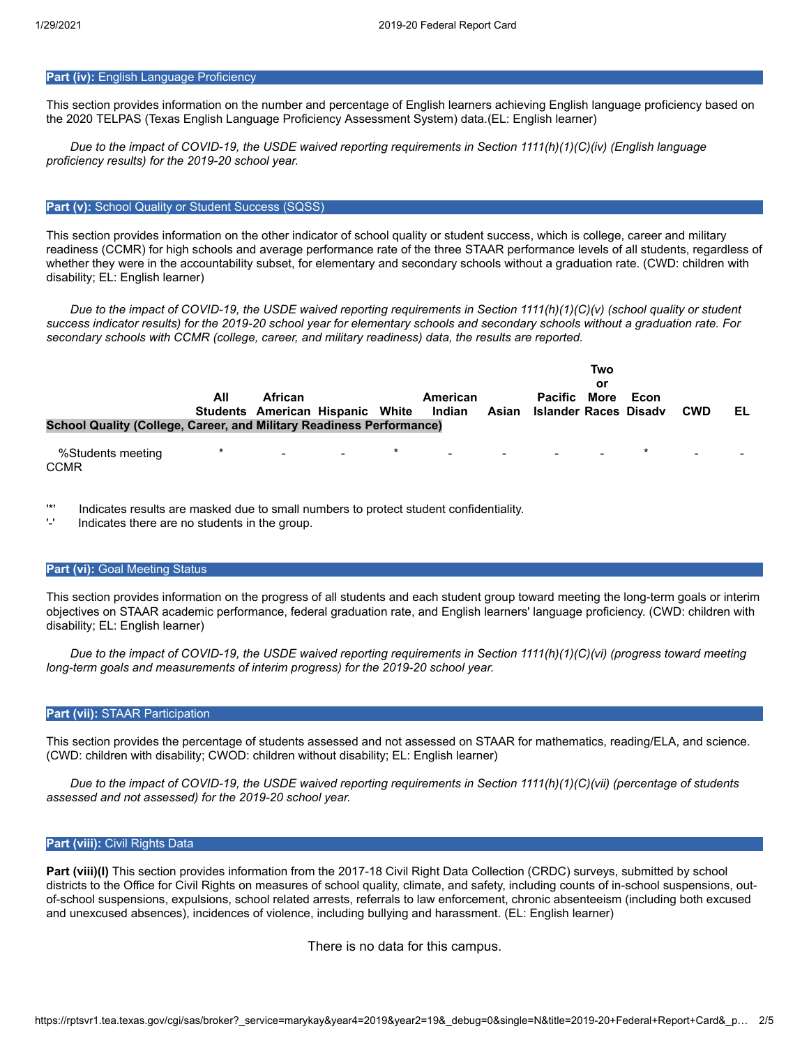### **Part (iv):** English Language Proficiency

This section provides information on the number and percentage of English learners achieving English language proficiency based on the 2020 TELPAS (Texas English Language Proficiency Assessment System) data.(EL: English learner)

*Due to the impact of COVID-19, the USDE waived reporting requirements in Section 1111(h)(1)(C)(iv) (English language proficiency results) for the 2019-20 school year.*

### **Part (v):** School Quality or Student Success (SQSS)

This section provides information on the other indicator of school quality or student success, which is college, career and military readiness (CCMR) for high schools and average performance rate of the three STAAR performance levels of all students, regardless of whether they were in the accountability subset, for elementary and secondary schools without a graduation rate. (CWD: children with disability; EL: English learner)

*Due to the impact of COVID-19, the USDE waived reporting requirements in Section 1111(h)(1)(C)(v) (school quality or student success indicator results) for the 2019-20 school year for elementary schools and secondary schools without a graduation rate. For secondary schools with CCMR (college, career, and military readiness) data, the results are reported.*

| | All Students | African American | Hispanic | White | American Indian | Asian | Pacific Islander | Two or More Races | Econ Disadv | CWD | EL |
|---|---|---|---|---|---|---|---|---|---|---|---|
| **School Quality (College, Career, and Military Readiness Performance)** | | | | | | | | | | | |
| %Students meeting CCMR | * | - | - | * | - | - | - | - | * | - | - |

'*' Indicates results are masked due to small numbers to protect student confidentiality.
'-' Indicates there are no students in the group.

### **Part (vi):** Goal Meeting Status

This section provides information on the progress of all students and each student group toward meeting the long-term goals or interim objectives on STAAR academic performance, federal graduation rate, and English learners' language proficiency. (CWD: children with disability; EL: English learner)

*Due to the impact of COVID-19, the USDE waived reporting requirements in Section 1111(h)(1)(C)(vi) (progress toward meeting long-term goals and measurements of interim progress) for the 2019-20 school year.*

### **Part (vii):** STAAR Participation

This section provides the percentage of students assessed and not assessed on STAAR for mathematics, reading/ELA, and science. (CWD: children with disability; CWOD: children without disability; EL: English learner)

*Due to the impact of COVID-19, the USDE waived reporting requirements in Section 1111(h)(1)(C)(vii) (percentage of students assessed and not assessed) for the 2019-20 school year.*

### **Part (viii):** Civil Rights Data

**Part (viii)(I)** This section provides information from the 2017-18 Civil Right Data Collection (CRDC) surveys, submitted by school districts to the Office for Civil Rights on measures of school quality, climate, and safety, including counts of in-school suspensions, out-of-school suspensions, expulsions, school related arrests, referrals to law enforcement, chronic absenteeism (including both excused and unexcused absences), incidences of violence, including bullying and harassment. (EL: English learner)

There is no data for this campus.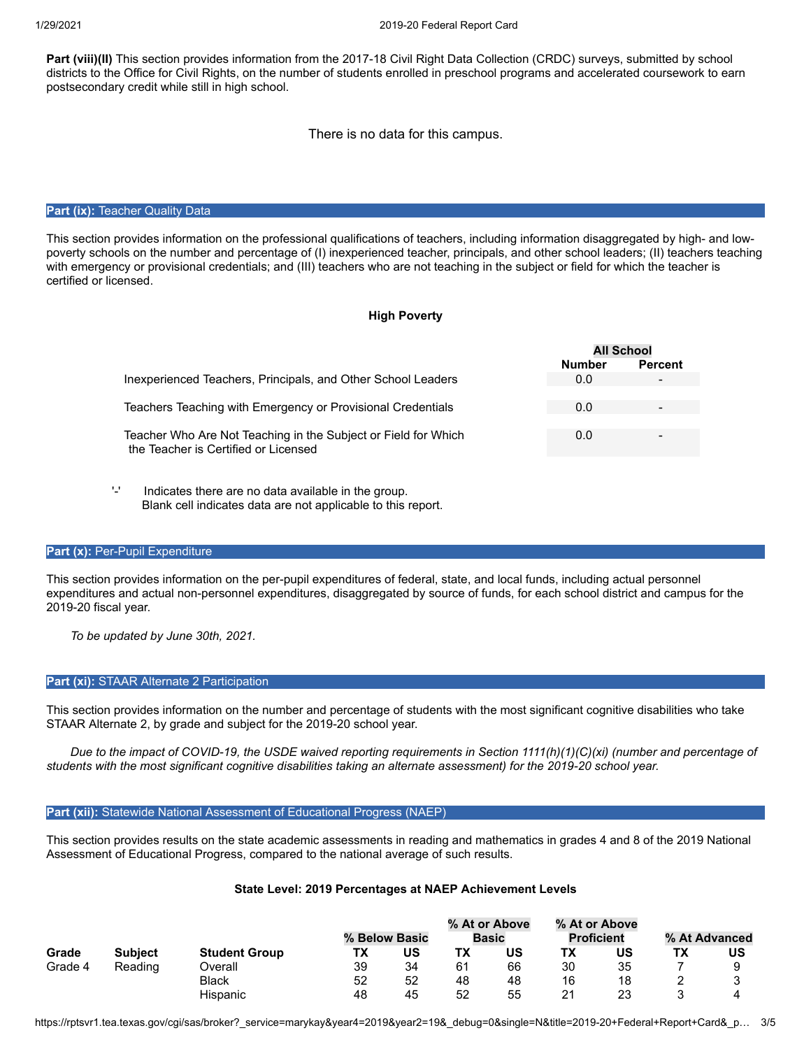**Part (viii)(II)** This section provides information from the 2017-18 Civil Right Data Collection (CRDC) surveys, submitted by school districts to the Office for Civil Rights, on the number of students enrolled in preschool programs and accelerated coursework to earn postsecondary credit while still in high school.

There is no data for this campus.

## Part (ix): Teacher Quality Data

This section provides information on the professional qualifications of teachers, including information disaggregated by high- and low-poverty schools on the number and percentage of (I) inexperienced teacher, principals, and other school leaders; (II) teachers teaching with emergency or provisional credentials; and (III) teachers who are not teaching in the subject or field for which the teacher is certified or licensed.

**High Poverty**

| | All School | |
|---|---|---|
| | Number | Percent |
| Inexperienced Teachers, Principals, and Other School Leaders | 0.0 | - |
| Teachers Teaching with Emergency or Provisional Credentials | 0.0 | - |
| Teacher Who Are Not Teaching in the Subject or Field for Which the Teacher is Certified or Licensed | 0.0 | - |

'-' Indicates there are no data available in the group.
Blank cell indicates data are not applicable to this report.

## Part (x): Per-Pupil Expenditure

This section provides information on the per-pupil expenditures of federal, state, and local funds, including actual personnel expenditures and actual non-personnel expenditures, disaggregated by source of funds, for each school district and campus for the 2019-20 fiscal year.

*To be updated by June 30th, 2021.*

## Part (xi): STAAR Alternate 2 Participation

This section provides information on the number and percentage of students with the most significant cognitive disabilities who take STAAR Alternate 2, by grade and subject for the 2019-20 school year.

*Due to the impact of COVID-19, the USDE waived reporting requirements in Section 1111(h)(1)(C)(xi) (number and percentage of students with the most significant cognitive disabilities taking an alternate assessment) for the 2019-20 school year.*

## Part (xii): Statewide National Assessment of Educational Progress (NAEP)

This section provides results on the state academic assessments in reading and mathematics in grades 4 and 8 of the 2019 National Assessment of Educational Progress, compared to the national average of such results.

**State Level: 2019 Percentages at NAEP Achievement Levels**

| | | | % Below Basic | | % At or Above Basic | | % At or Above Proficient | | % At Advanced | |
|---|---|---|---|---|---|---|---|---|---|---|
| **Grade** | **Subject** | **Student Group** | **TX** | **US** | **TX** | **US** | **TX** | **US** | **TX** | **US** |
| Grade 4 | Reading | Overall | 39 | 34 | 61 | 66 | 30 | 35 | 7 | 9 |
| | | Black | 52 | 52 | 48 | 48 | 16 | 18 | 2 | 3 |
| | | Hispanic | 48 | 45 | 52 | 55 | 21 | 23 | 3 | 4 |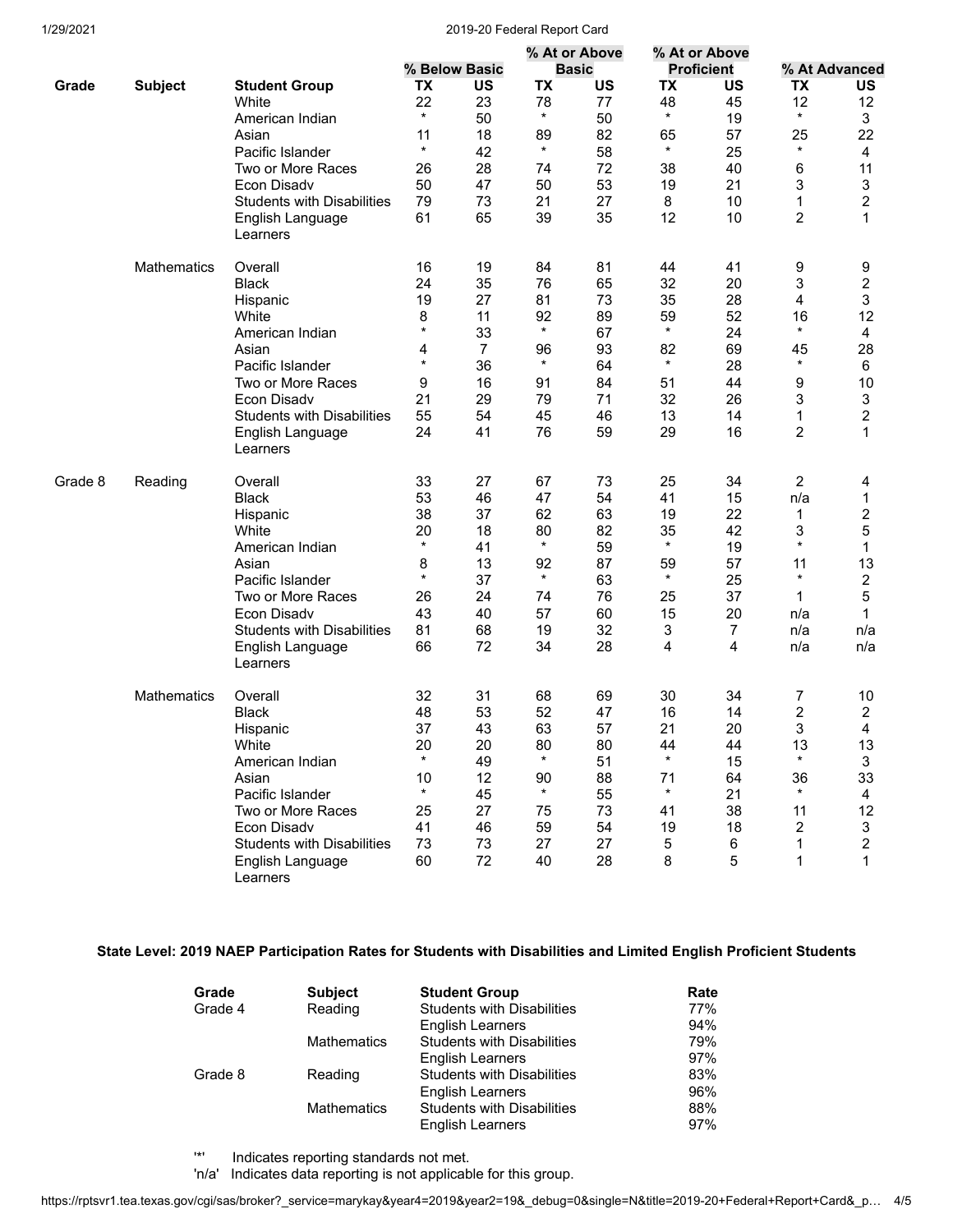| Grade | Subject | Student Group | % Below Basic | | % At or Above Basic | | % At or Above Proficient | | % At Advanced | |
|---|---|---|---|---|---|---|---|---|---|---|
| | | | TX | US | TX | US | TX | US | TX | US |
| | | White | 22 | 23 | 78 | 77 | 48 | 45 | 12 | 12 |
| | | American Indian | * | 50 | * | 50 | * | 19 | * | 3 |
| | | Asian | 11 | 18 | 89 | 82 | 65 | 57 | 25 | 22 |
| | | Pacific Islander | * | 42 | * | 58 | * | 25 | * | 4 |
| | | Two or More Races | 26 | 28 | 74 | 72 | 38 | 40 | 6 | 11 |
| | | Econ Disadv | 50 | 47 | 50 | 53 | 19 | 21 | 3 | 3 |
| | | Students with Disabilities | 79 | 73 | 21 | 27 | 8 | 10 | 1 | 2 |
| | | English Language Learners | 61 | 65 | 39 | 35 | 12 | 10 | 2 | 1 |
| | Mathematics | Overall | 16 | 19 | 84 | 81 | 44 | 41 | 9 | 9 |
| | | Black | 24 | 35 | 76 | 65 | 32 | 20 | 3 | 2 |
| | | Hispanic | 19 | 27 | 81 | 73 | 35 | 28 | 4 | 3 |
| | | White | 8 | 11 | 92 | 89 | 59 | 52 | 16 | 12 |
| | | American Indian | * | 33 | * | 67 | * | 24 | * | 4 |
| | | Asian | 4 | 7 | 96 | 93 | 82 | 69 | 45 | 28 |
| | | Pacific Islander | * | 36 | * | 64 | * | 28 | * | 6 |
| | | Two or More Races | 9 | 16 | 91 | 84 | 51 | 44 | 9 | 10 |
| | | Econ Disadv | 21 | 29 | 79 | 71 | 32 | 26 | 3 | 3 |
| | | Students with Disabilities | 55 | 54 | 45 | 46 | 13 | 14 | 1 | 2 |
| | | English Language Learners | 24 | 41 | 76 | 59 | 29 | 16 | 2 | 1 |
| Grade 8 | Reading | Overall | 33 | 27 | 67 | 73 | 25 | 34 | 2 | 4 |
| | | Black | 53 | 46 | 47 | 54 | 41 | 15 | n/a | 1 |
| | | Hispanic | 38 | 37 | 62 | 63 | 19 | 22 | 1 | 2 |
| | | White | 20 | 18 | 80 | 82 | 35 | 42 | 3 | 5 |
| | | American Indian | * | 41 | * | 59 | * | 19 | * | 1 |
| | | Asian | 8 | 13 | 92 | 87 | 59 | 57 | 11 | 13 |
| | | Pacific Islander | * | 37 | * | 63 | * | 25 | * | 2 |
| | | Two or More Races | 26 | 24 | 74 | 76 | 25 | 37 | 1 | 5 |
| | | Econ Disadv | 43 | 40 | 57 | 60 | 15 | 20 | n/a | 1 |
| | | Students with Disabilities | 81 | 68 | 19 | 32 | 3 | 7 | n/a | n/a |
| | | English Language Learners | 66 | 72 | 34 | 28 | 4 | 4 | n/a | n/a |
| | Mathematics | Overall | 32 | 31 | 68 | 69 | 30 | 34 | 7 | 10 |
| | | Black | 48 | 53 | 52 | 47 | 16 | 14 | 2 | 2 |
| | | Hispanic | 37 | 43 | 63 | 57 | 21 | 20 | 3 | 4 |
| | | White | 20 | 20 | 80 | 80 | 44 | 44 | 13 | 13 |
| | | American Indian | * | 49 | * | 51 | * | 15 | * | 3 |
| | | Asian | 10 | 12 | 90 | 88 | 71 | 64 | 36 | 33 |
| | | Pacific Islander | * | 45 | * | 55 | * | 21 | * | 4 |
| | | Two or More Races | 25 | 27 | 75 | 73 | 41 | 38 | 11 | 12 |
| | | Econ Disadv | 41 | 46 | 59 | 54 | 19 | 18 | 2 | 3 |
| | | Students with Disabilities | 73 | 73 | 27 | 27 | 5 | 6 | 1 | 2 |
| | | English Language Learners | 60 | 72 | 40 | 28 | 8 | 5 | 1 | 1 |

### State Level: 2019 NAEP Participation Rates for Students with Disabilities and Limited English Proficient Students

| Grade | Subject | Student Group | Rate |
|---|---|---|---|
| Grade 4 | Reading | Students with Disabilities | 77% |
| | | English Learners | 94% |
| | Mathematics | Students with Disabilities | 79% |
| | | English Learners | 97% |
| Grade 8 | Reading | Students with Disabilities | 83% |
| | | English Learners | 96% |
| | Mathematics | Students with Disabilities | 88% |
| | | English Learners | 97% |

'*' Indicates reporting standards not met.
'n/a' Indicates data reporting is not applicable for this group.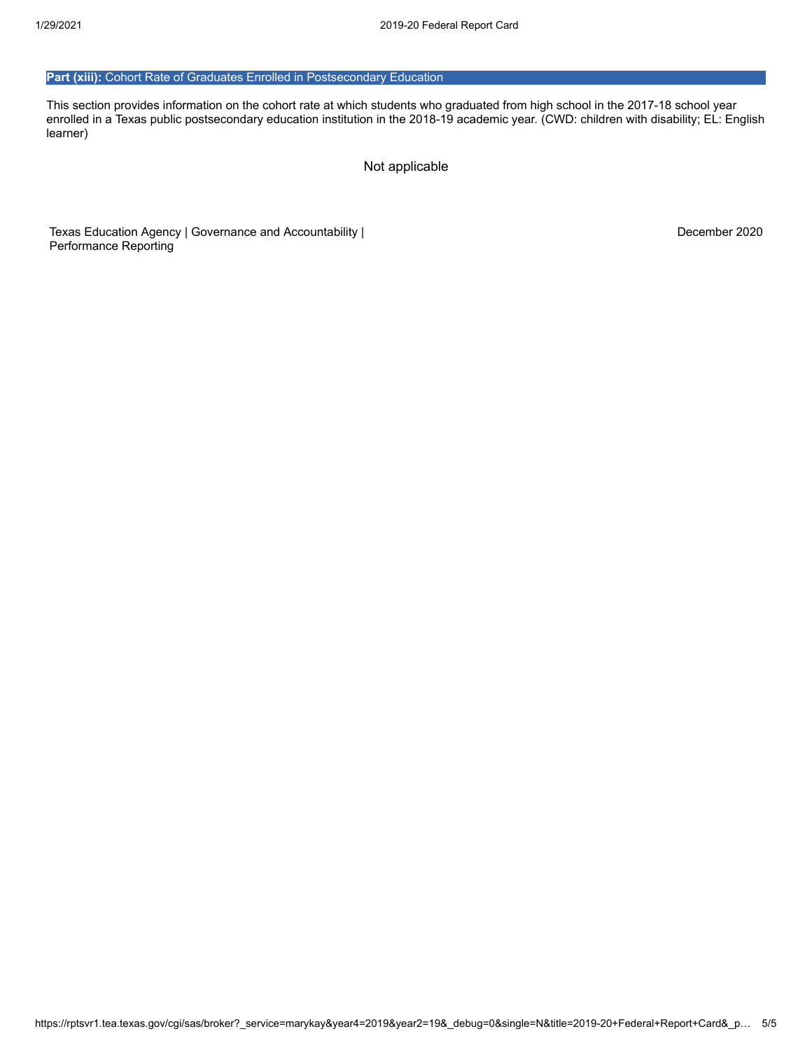## **Part (xiii):** Cohort Rate of Graduates Enrolled in Postsecondary Education

This section provides information on the cohort rate at which students who graduated from high school in the 2017-18 school year enrolled in a Texas public postsecondary education institution in the 2018-19 academic year. (CWD: children with disability; EL: English learner)

Not applicable

Texas Education Agency | Governance and Accountability | Performance Reporting

December 2020